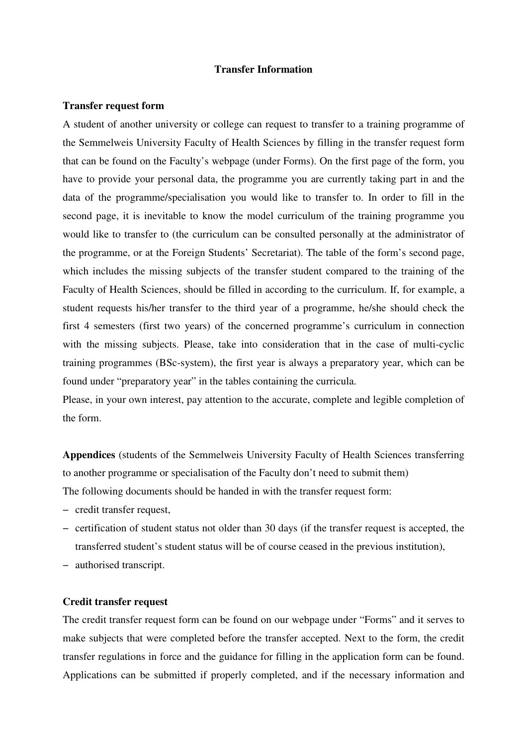# Transfer Information

## Transfer request form

A student of another university or college can request to transfer to a training programme of the Semmelweis University Faculty of Health Sciences by filling in the transfer request form that can be found on the Faculty's webpage (under Forms). On the first page of the form, you have to provide your personal data, the programme you are currently taking part in and the data of the programme/specialisation you would like to transfer to. In order to fill in the second page, it is inevitable to know the model curriculum of the training programme you would like to transfer to (the curriculum can be consulted personally at the administrator of the programme, or at the Foreign Students' Secretariat). The table of the form's second page, which includes the missing subjects of the transfer student compared to the training of the Faculty of Health Sciences, should be filled in according to the curriculum. If, for example, a student requests his/her transfer to the third year of a programme, he/she should check the first 4 semesters (first two years) of the concerned programme's curriculum in connection with the missing subjects. Please, take into consideration that in the case of multi-cyclic training programmes (BSc-system), the first year is always a preparatory year, which can be found under "preparatory year" in the tables containing the curricula.

Please, in your own interest, pay attention to the accurate, complete and legible completion of the form.

**Appendices** (students of the Semmelweis University Faculty of Health Sciences transferring to another programme or specialisation of the Faculty don't need to submit them)

The following documents should be handed in with the transfer request form:

- credit transfer request,
- certification of student status not older than 30 days (if the transfer request is accepted, the transferred student's student status will be of course ceased in the previous institution),
- authorised transcript.

## Credit transfer request

The credit transfer request form can be found on our webpage under "Forms" and it serves to make subjects that were completed before the transfer accepted. Next to the form, the credit transfer regulations in force and the guidance for filling in the application form can be found. Applications can be submitted if properly completed, and if the necessary information and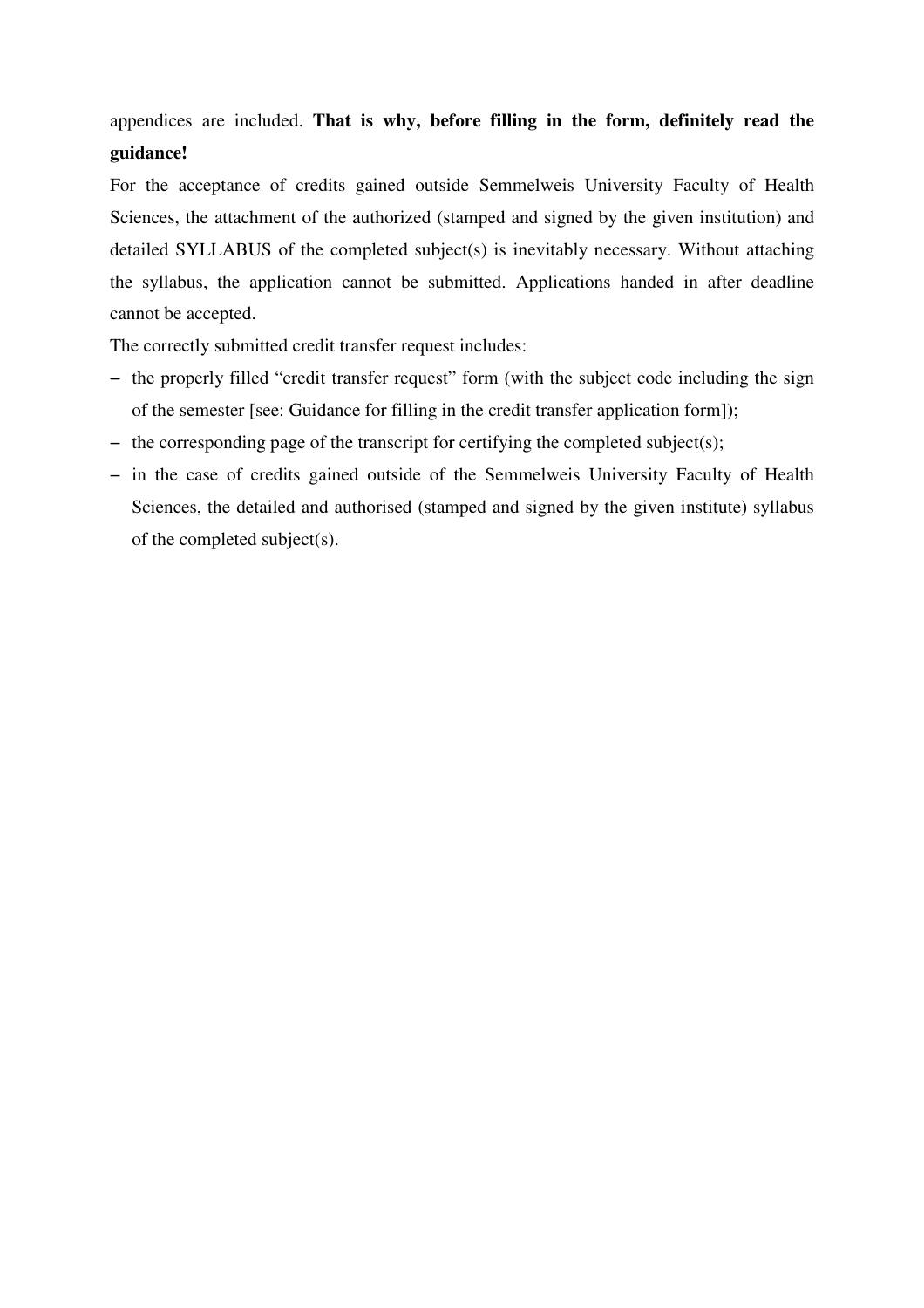appendices are included. **That is why, before filling in the form, definitely read the guidance!**

For the acceptance of credits gained outside Semmelweis University Faculty of Health Sciences, the attachment of the authorized (stamped and signed by the given institution) and detailed SYLLABUS of the completed subject(s) is inevitably necessary. Without attaching the syllabus, the application cannot be submitted. Applications handed in after deadline cannot be accepted.

The correctly submitted credit transfer request includes:

- the properly filled “credit transfer request” form (with the subject code including the sign of the semester [see: Guidance for filling in the credit transfer application form]);
- the corresponding page of the transcript for certifying the completed subject(s);
- in the case of credits gained outside of the Semmelweis University Faculty of Health Sciences, the detailed and authorised (stamped and signed by the given institute) syllabus of the completed subject(s).